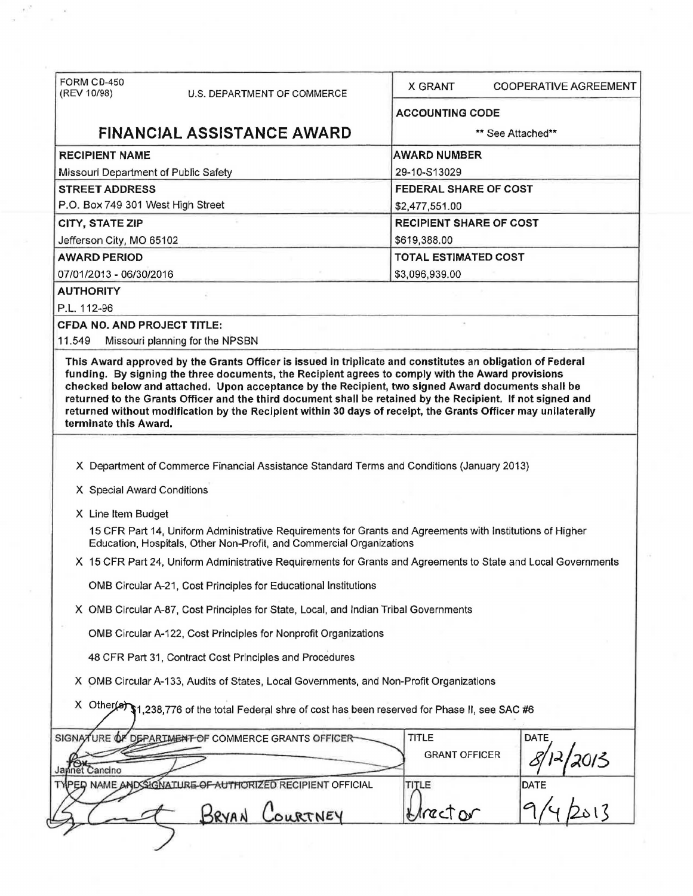| FORM CD-450 (REV 10/98) U.S. DEPARTMENT OF COMMERCE | X GRANT COOPERATIVE AGREEMENT |
|---|---|
| | **ACCOUNTING CODE** |
| **FINANCIAL ASSISTANCE AWARD** | ** See Attached** |
| **RECIPIENT NAME** | **AWARD NUMBER** |
| Missouri Department of Public Safety | 29-10-S13029 |
| **STREET ADDRESS** | **FEDERAL SHARE OF COST** |
| P.O. Box 749 301 West High Street | $2,477,551.00 |
| **CITY, STATE ZIP** | **RECIPIENT SHARE OF COST** |
| Jefferson City, MO 65102 | $619,388.00 |
| **AWARD PERIOD** | **TOTAL ESTIMATED COST** |
| 07/01/2013 - 06/30/2016 | $3,096,939.00 |

**AUTHORITY**

P.L. 112-96

**CFDA NO. AND PROJECT TITLE:**

11.549 Missouri planning for the NPSBN

**This Award approved by the Grants Officer is issued in triplicate and constitutes an obligation of Federal funding. By signing the three documents, the Recipient agrees to comply with the Award provisions checked below and attached. Upon acceptance by the Recipient, two signed Award documents shall be returned to the Grants Officer and the third document shall be retained by the Recipient. If not signed and returned without modification by the Recipient within 30 days of receipt, the Grants Officer may unilaterally terminate this Award.**

X Department of Commerce Financial Assistance Standard Terms and Conditions (January 2013)

X Special Award Conditions

X Line Item Budget

15 CFR Part 14, Uniform Administrative Requirements for Grants and Agreements with Institutions of Higher Education, Hospitals, Other Non-Profit, and Commercial Organizations

X 15 CFR Part 24, Uniform Administrative Requirements for Grants and Agreements to State and Local Governments

OMB Circular A-21, Cost Principles for Educational Institutions

X OMB Circular A-87, Cost Principles for State, Local, and Indian Tribal Governments

OMB Circular A-122, Cost Principles for Nonprofit Organizations

48 CFR Part 31, Contract Cost Principles and Procedures

X OMB Circular A-133, Audits of States, Local Governments, and Non-Profit Organizations

X Other(s) $1,238,776 of the total Federal shre of cost has been reserved for Phase II, see SAC #6

| SIGNATURE OF DEPARTMENT OF COMMERCE GRANTS OFFICER | TITLE | DATE |
|---|---|---|
| For Jannet Cancino | GRANT OFFICER | 8/12/2013 |
| **TYPED NAME AND SIGNATURE OF AUTHORIZED RECIPIENT OFFICIAL** | **TITLE** | **DATE** |
| Bryan Courtney | Director | 9/4/2013 |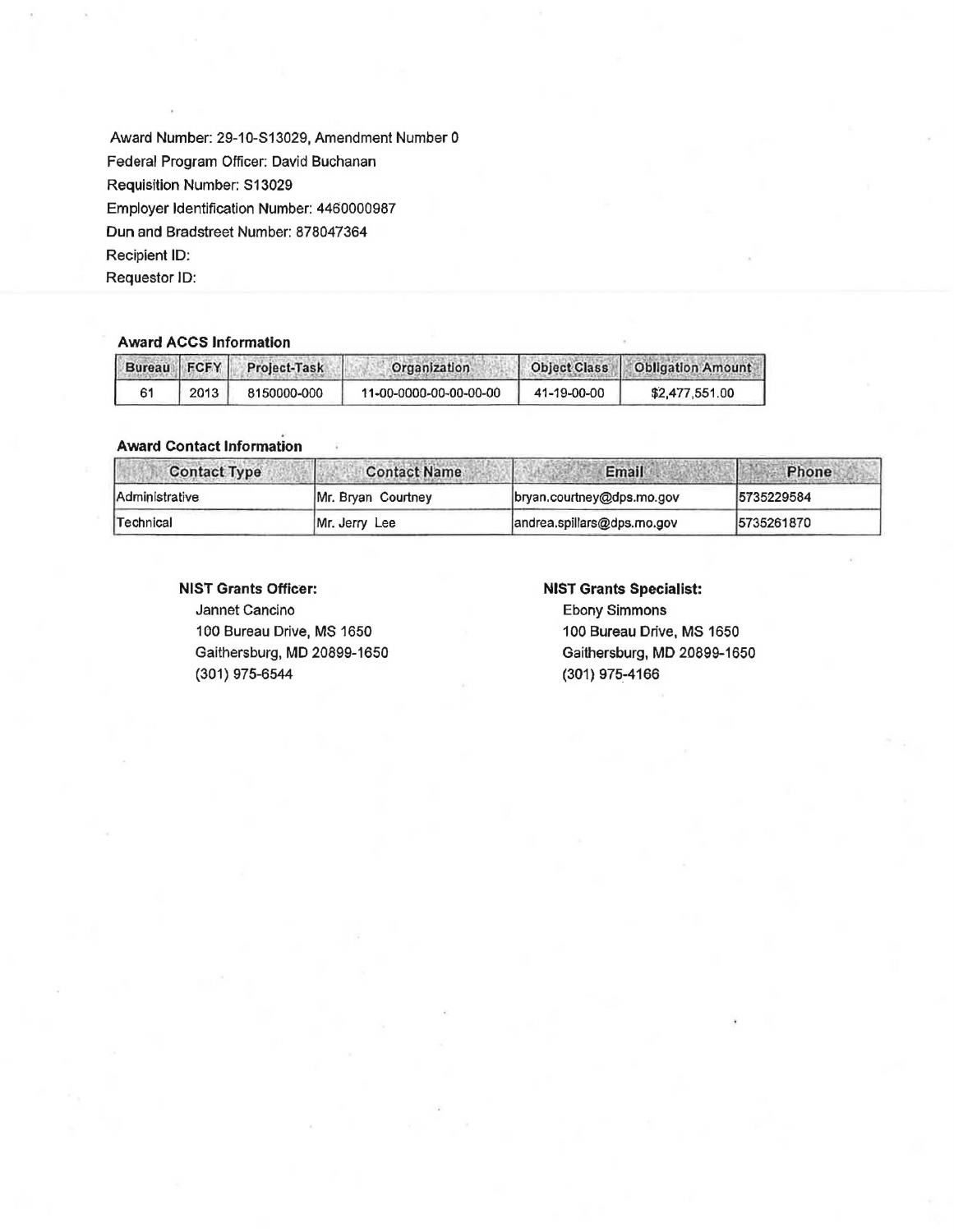Award Number: 29-10-S13029, Amendment Number 0
Federal Program Officer: David Buchanan
Requisition Number: S13029
Employer Identification Number: 4460000987
Dun and Bradstreet Number: 878047364
Recipient ID:
Requestor ID:

**Award ACCS Information**

| Bureau | FCFY | Project-Task | Organization | Object Class | Obligation Amount |
|---|---|---|---|---|---|
| 61 | 2013 | 8150000-000 | 11-00-0000-00-00-00-00 | 41-19-00-00 | $2,477,551.00 |

**Award Contact Information**

| Contact Type | Contact Name | Email | Phone |
|---|---|---|---|
| Administrative | Mr. Bryan Courtney | bryan.courtney@dps.mo.gov | 5735229584 |
| Technical | Mr. Jerry Lee | andrea.spillars@dps.mo.gov | 5735261870 |

**NIST Grants Officer:**
Jannet Cancino
100 Bureau Drive, MS 1650
Gaithersburg, MD 20899-1650
(301) 975-6544

**NIST Grants Specialist:**
Ebony Simmons
100 Bureau Drive, MS 1650
Gaithersburg, MD 20899-1650
(301) 975-4166